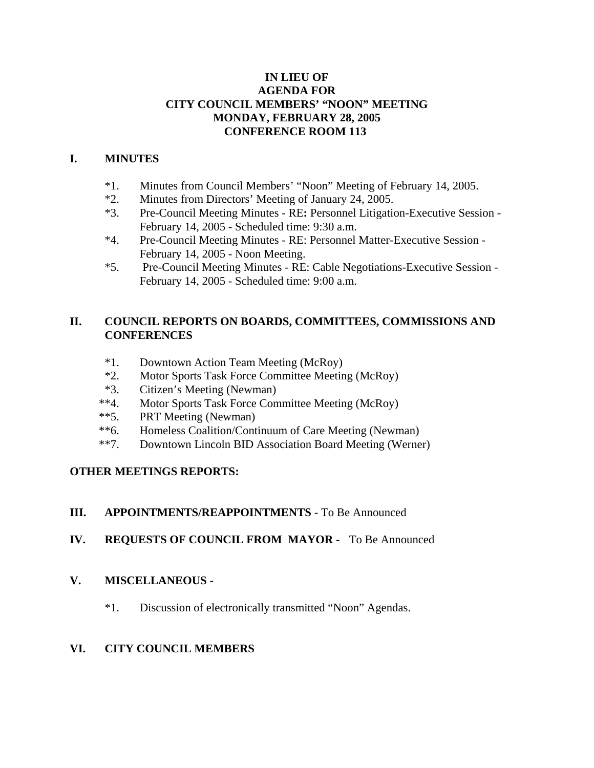**IN LIEU OF**
**AGENDA FOR**
**CITY COUNCIL MEMBERS' "NOON" MEETING**
**MONDAY, FEBRUARY 28, 2005**
**CONFERENCE ROOM 113**

## I. MINUTES

*1. Minutes from Council Members' "Noon" Meeting of February 14, 2005.
*2. Minutes from Directors' Meeting of January 24, 2005.
*3. Pre-Council Meeting Minutes - RE**:** Personnel Litigation-Executive Session - February 14, 2005 - Scheduled time: 9:30 a.m.
*4. Pre-Council Meeting Minutes - RE: Personnel Matter-Executive Session - February 14, 2005 - Noon Meeting.
*5. Pre-Council Meeting Minutes - RE: Cable Negotiations-Executive Session - February 14, 2005 - Scheduled time: 9:00 a.m.

## II. COUNCIL REPORTS ON BOARDS, COMMITTEES, COMMISSIONS AND CONFERENCES

*1. Downtown Action Team Meeting (McRoy)
*2. Motor Sports Task Force Committee Meeting (McRoy)
*3. Citizen's Meeting (Newman)
**4. Motor Sports Task Force Committee Meeting (McRoy)
**5. PRT Meeting (Newman)
**6. Homeless Coalition/Continuum of Care Meeting (Newman)
**7. Downtown Lincoln BID Association Board Meeting (Werner)

**OTHER MEETINGS REPORTS:**

## III. APPOINTMENTS/REAPPOINTMENTS - To Be Announced

## IV. REQUESTS OF COUNCIL FROM MAYOR - To Be Announced

## V. MISCELLANEOUS -

*1. Discussion of electronically transmitted "Noon" Agendas.

## VI. CITY COUNCIL MEMBERS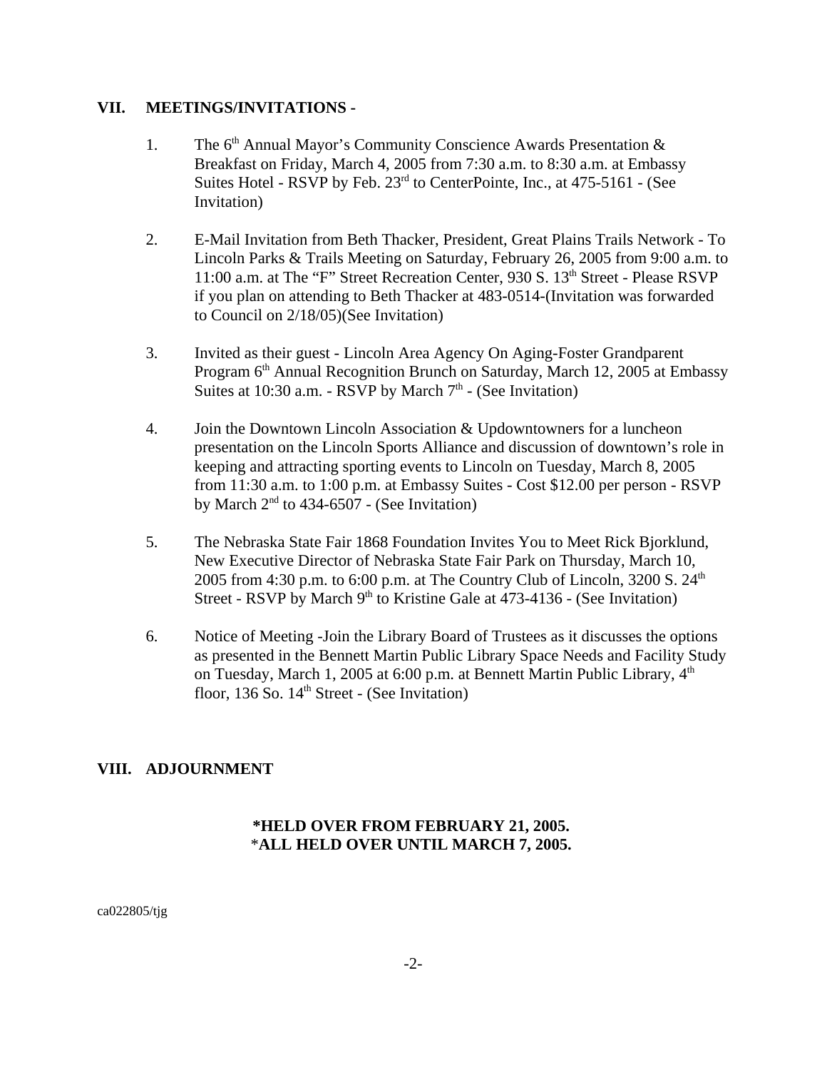## VII. MEETINGS/INVITATIONS -

1. The 6th Annual Mayor's Community Conscience Awards Presentation & Breakfast on Friday, March 4, 2005 from 7:30 a.m. to 8:30 a.m. at Embassy Suites Hotel - RSVP by Feb. 23rd to CenterPointe, Inc., at 475-5161 - (See Invitation)

2. E-Mail Invitation from Beth Thacker, President, Great Plains Trails Network - To Lincoln Parks & Trails Meeting on Saturday, February 26, 2005 from 9:00 a.m. to 11:00 a.m. at The "F" Street Recreation Center, 930 S. 13th Street - Please RSVP if you plan on attending to Beth Thacker at 483-0514-(Invitation was forwarded to Council on 2/18/05)(See Invitation)

3. Invited as their guest - Lincoln Area Agency On Aging-Foster Grandparent Program 6th Annual Recognition Brunch on Saturday, March 12, 2005 at Embassy Suites at 10:30 a.m. - RSVP by March 7th - (See Invitation)

4. Join the Downtown Lincoln Association & Updowntowners for a luncheon presentation on the Lincoln Sports Alliance and discussion of downtown's role in keeping and attracting sporting events to Lincoln on Tuesday, March 8, 2005 from 11:30 a.m. to 1:00 p.m. at Embassy Suites - Cost $12.00 per person - RSVP by March 2nd to 434-6507 - (See Invitation)

5. The Nebraska State Fair 1868 Foundation Invites You to Meet Rick Bjorklund, New Executive Director of Nebraska State Fair Park on Thursday, March 10, 2005 from 4:30 p.m. to 6:00 p.m. at The Country Club of Lincoln, 3200 S. 24th Street - RSVP by March 9th to Kristine Gale at 473-4136 - (See Invitation)

6. Notice of Meeting -Join the Library Board of Trustees as it discusses the options as presented in the Bennett Martin Public Library Space Needs and Facility Study on Tuesday, March 1, 2005 at 6:00 p.m. at Bennett Martin Public Library, 4th floor, 136 So. 14th Street - (See Invitation)

## VIII. ADJOURNMENT

**\*HELD OVER FROM FEBRUARY 21, 2005.**
\***ALL HELD OVER UNTIL MARCH 7, 2005.**

ca022805/tjg